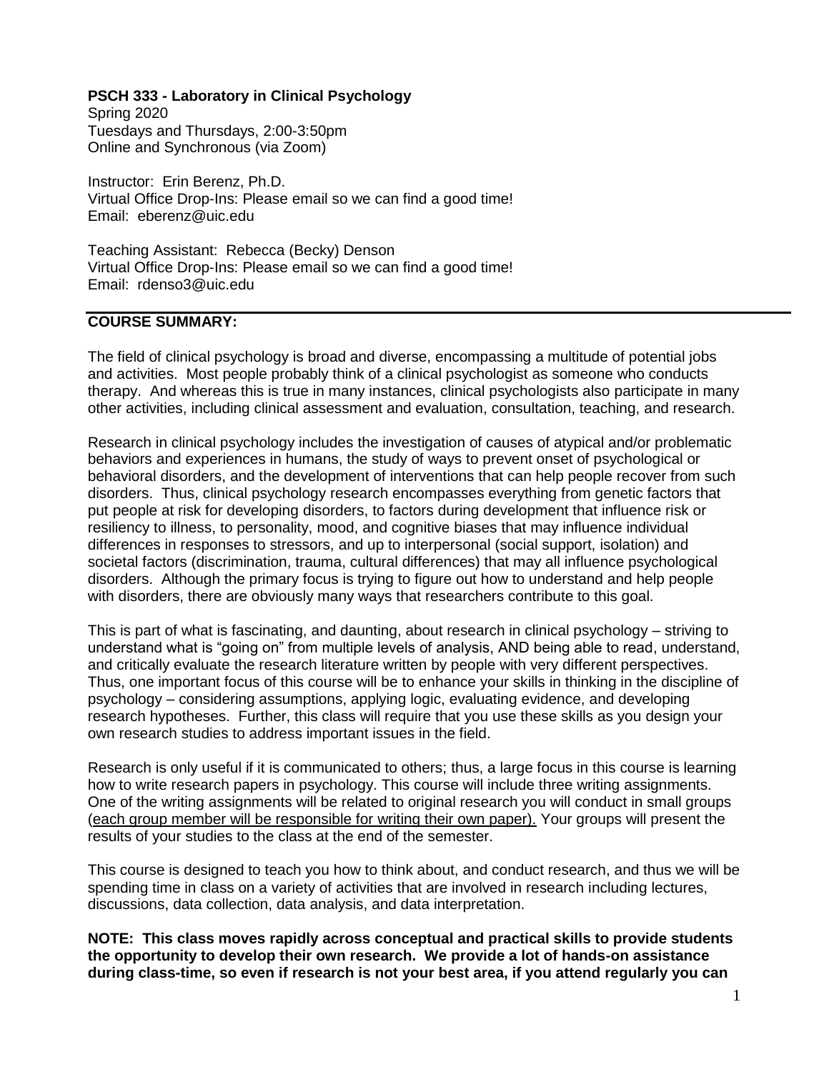**PSCH 333 - Laboratory in Clinical Psychology**
Spring 2020
Tuesdays and Thursdays, 2:00-3:50pm
Online and Synchronous (via Zoom)

Instructor: Erin Berenz, Ph.D.
Virtual Office Drop-Ins: Please email so we can find a good time!
Email: eberenz@uic.edu

Teaching Assistant: Rebecca (Becky) Denson
Virtual Office Drop-Ins: Please email so we can find a good time!
Email: rdenso3@uic.edu

## COURSE SUMMARY:

The field of clinical psychology is broad and diverse, encompassing a multitude of potential jobs and activities. Most people probably think of a clinical psychologist as someone who conducts therapy. And whereas this is true in many instances, clinical psychologists also participate in many other activities, including clinical assessment and evaluation, consultation, teaching, and research.

Research in clinical psychology includes the investigation of causes of atypical and/or problematic behaviors and experiences in humans, the study of ways to prevent onset of psychological or behavioral disorders, and the development of interventions that can help people recover from such disorders. Thus, clinical psychology research encompasses everything from genetic factors that put people at risk for developing disorders, to factors during development that influence risk or resiliency to illness, to personality, mood, and cognitive biases that may influence individual differences in responses to stressors, and up to interpersonal (social support, isolation) and societal factors (discrimination, trauma, cultural differences) that may all influence psychological disorders. Although the primary focus is trying to figure out how to understand and help people with disorders, there are obviously many ways that researchers contribute to this goal.

This is part of what is fascinating, and daunting, about research in clinical psychology – striving to understand what is "going on" from multiple levels of analysis, AND being able to read, understand, and critically evaluate the research literature written by people with very different perspectives. Thus, one important focus of this course will be to enhance your skills in thinking in the discipline of psychology – considering assumptions, applying logic, evaluating evidence, and developing research hypotheses. Further, this class will require that you use these skills as you design your own research studies to address important issues in the field.

Research is only useful if it is communicated to others; thus, a large focus in this course is learning how to write research papers in psychology. This course will include three writing assignments. One of the writing assignments will be related to original research you will conduct in small groups (<u>each group member will be responsible for writing their own paper).</u> Your groups will present the results of your studies to the class at the end of the semester.

This course is designed to teach you how to think about, and conduct research, and thus we will be spending time in class on a variety of activities that are involved in research including lectures, discussions, data collection, data analysis, and data interpretation.

**NOTE: This class moves rapidly across conceptual and practical skills to provide students the opportunity to develop their own research. We provide a lot of hands-on assistance during class-time, so even if research is not your best area, if you attend regularly you can**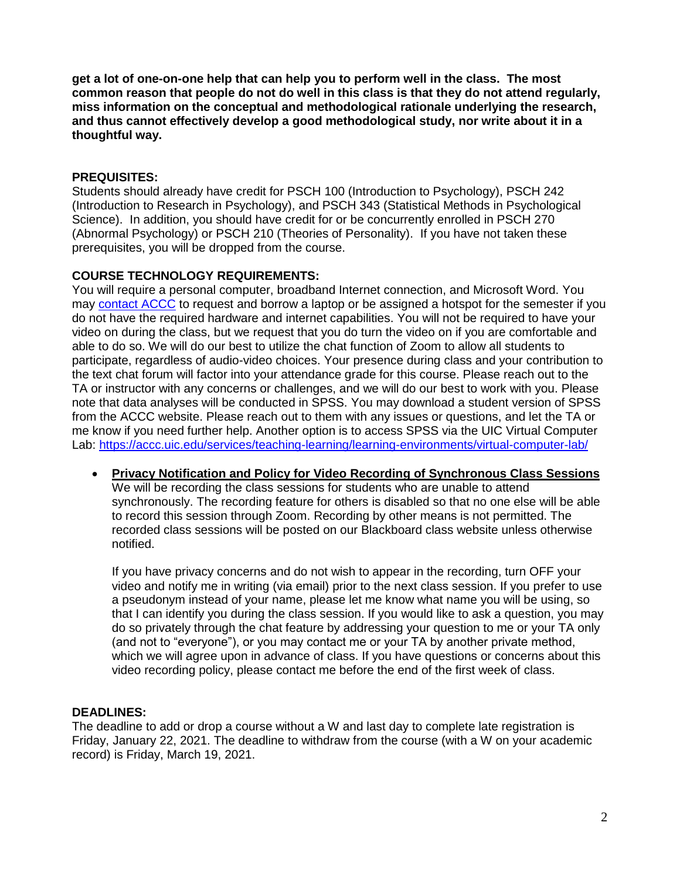**get a lot of one-on-one help that can help you to perform well in the class. The most common reason that people do not do well in this class is that they do not attend regularly, miss information on the conceptual and methodological rationale underlying the research, and thus cannot effectively develop a good methodological study, nor write about it in a thoughtful way.**

## PREQUISITES:

Students should already have credit for PSCH 100 (Introduction to Psychology), PSCH 242 (Introduction to Research in Psychology), and PSCH 343 (Statistical Methods in Psychological Science). In addition, you should have credit for or be concurrently enrolled in PSCH 270 (Abnormal Psychology) or PSCH 210 (Theories of Personality). If you have not taken these prerequisites, you will be dropped from the course.

## COURSE TECHNOLOGY REQUIREMENTS:

You will require a personal computer, broadband Internet connection, and Microsoft Word. You may contact ACCC to request and borrow a laptop or be assigned a hotspot for the semester if you do not have the required hardware and internet capabilities. You will not be required to have your video on during the class, but we request that you do turn the video on if you are comfortable and able to do so. We will do our best to utilize the chat function of Zoom to allow all students to participate, regardless of audio-video choices. Your presence during class and your contribution to the text chat forum will factor into your attendance grade for this course. Please reach out to the TA or instructor with any concerns or challenges, and we will do our best to work with you. Please note that data analyses will be conducted in SPSS. You may download a student version of SPSS from the ACCC website. Please reach out to them with any issues or questions, and let the TA or me know if you need further help. Another option is to access SPSS via the UIC Virtual Computer Lab: https://accc.uic.edu/services/teaching-learning/learning-environments/virtual-computer-lab/

- **Privacy Notification and Policy for Video Recording of Synchronous Class Sessions**
  We will be recording the class sessions for students who are unable to attend synchronously. The recording feature for others is disabled so that no one else will be able to record this session through Zoom. Recording by other means is not permitted. The recorded class sessions will be posted on our Blackboard class website unless otherwise notified.

  If you have privacy concerns and do not wish to appear in the recording, turn OFF your video and notify me in writing (via email) prior to the next class session. If you prefer to use a pseudonym instead of your name, please let me know what name you will be using, so that I can identify you during the class session. If you would like to ask a question, you may do so privately through the chat feature by addressing your question to me or your TA only (and not to "everyone"), or you may contact me or your TA by another private method, which we will agree upon in advance of class. If you have questions or concerns about this video recording policy, please contact me before the end of the first week of class.

## DEADLINES:

The deadline to add or drop a course without a W and last day to complete late registration is Friday, January 22, 2021. The deadline to withdraw from the course (with a W on your academic record) is Friday, March 19, 2021.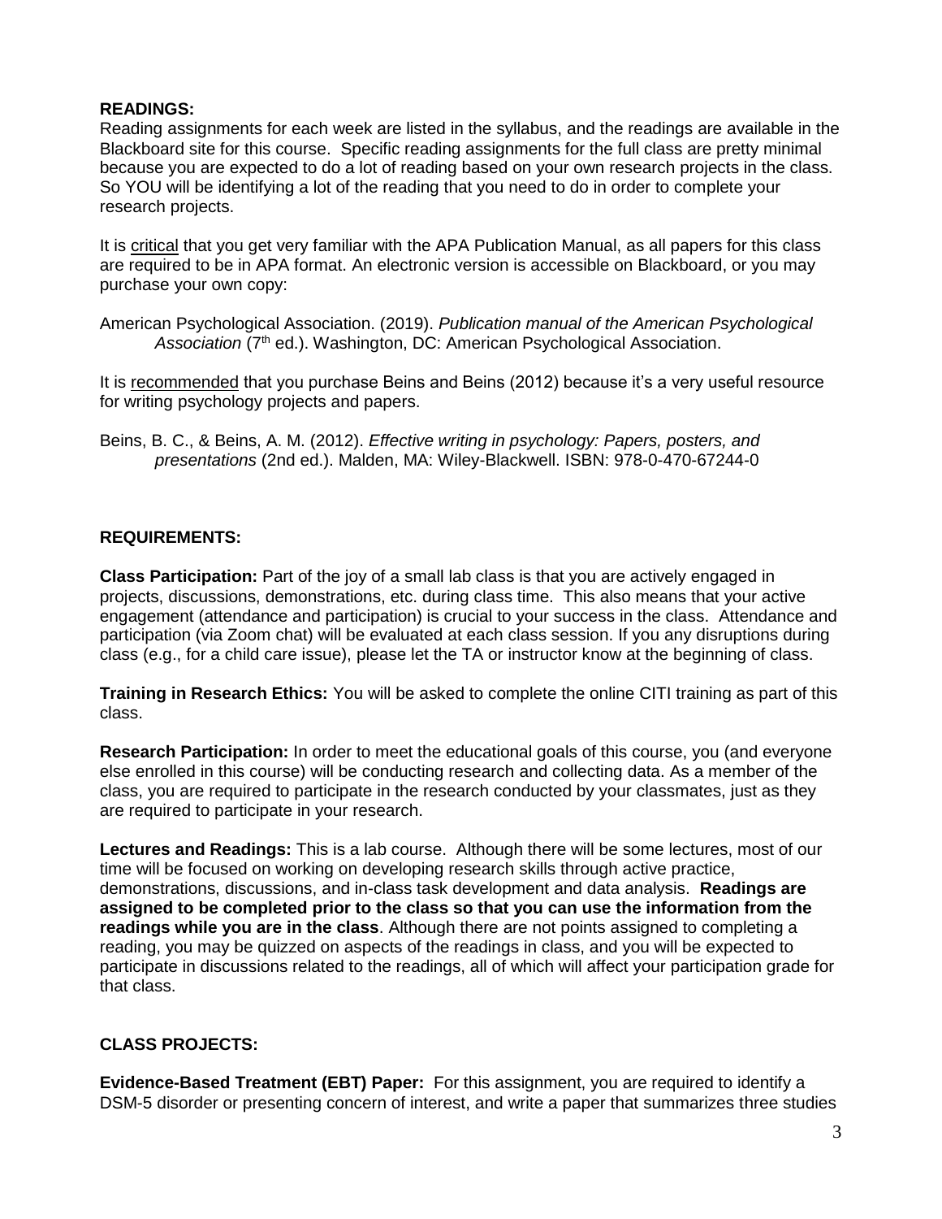**READINGS:**
Reading assignments for each week are listed in the syllabus, and the readings are available in the Blackboard site for this course. Specific reading assignments for the full class are pretty minimal because you are expected to do a lot of reading based on your own research projects in the class. So YOU will be identifying a lot of the reading that you need to do in order to complete your research projects.

It is critical that you get very familiar with the APA Publication Manual, as all papers for this class are required to be in APA format. An electronic version is accessible on Blackboard, or you may purchase your own copy:

American Psychological Association. (2019). *Publication manual of the American Psychological Association* (7th ed.). Washington, DC: American Psychological Association.

It is recommended that you purchase Beins and Beins (2012) because it's a very useful resource for writing psychology projects and papers.

Beins, B. C., & Beins, A. M. (2012). *Effective writing in psychology: Papers, posters, and presentations* (2nd ed.). Malden, MA: Wiley-Blackwell. ISBN: 978-0-470-67244-0

**REQUIREMENTS:**

**Class Participation:** Part of the joy of a small lab class is that you are actively engaged in projects, discussions, demonstrations, etc. during class time. This also means that your active engagement (attendance and participation) is crucial to your success in the class. Attendance and participation (via Zoom chat) will be evaluated at each class session. If you any disruptions during class (e.g., for a child care issue), please let the TA or instructor know at the beginning of class.

**Training in Research Ethics:** You will be asked to complete the online CITI training as part of this class.

**Research Participation:** In order to meet the educational goals of this course, you (and everyone else enrolled in this course) will be conducting research and collecting data. As a member of the class, you are required to participate in the research conducted by your classmates, just as they are required to participate in your research.

**Lectures and Readings:** This is a lab course. Although there will be some lectures, most of our time will be focused on working on developing research skills through active practice, demonstrations, discussions, and in-class task development and data analysis. **Readings are assigned to be completed prior to the class so that you can use the information from the readings while you are in the class**. Although there are not points assigned to completing a reading, you may be quizzed on aspects of the readings in class, and you will be expected to participate in discussions related to the readings, all of which will affect your participation grade for that class.

**CLASS PROJECTS:**

**Evidence-Based Treatment (EBT) Paper:** For this assignment, you are required to identify a DSM-5 disorder or presenting concern of interest, and write a paper that summarizes three studies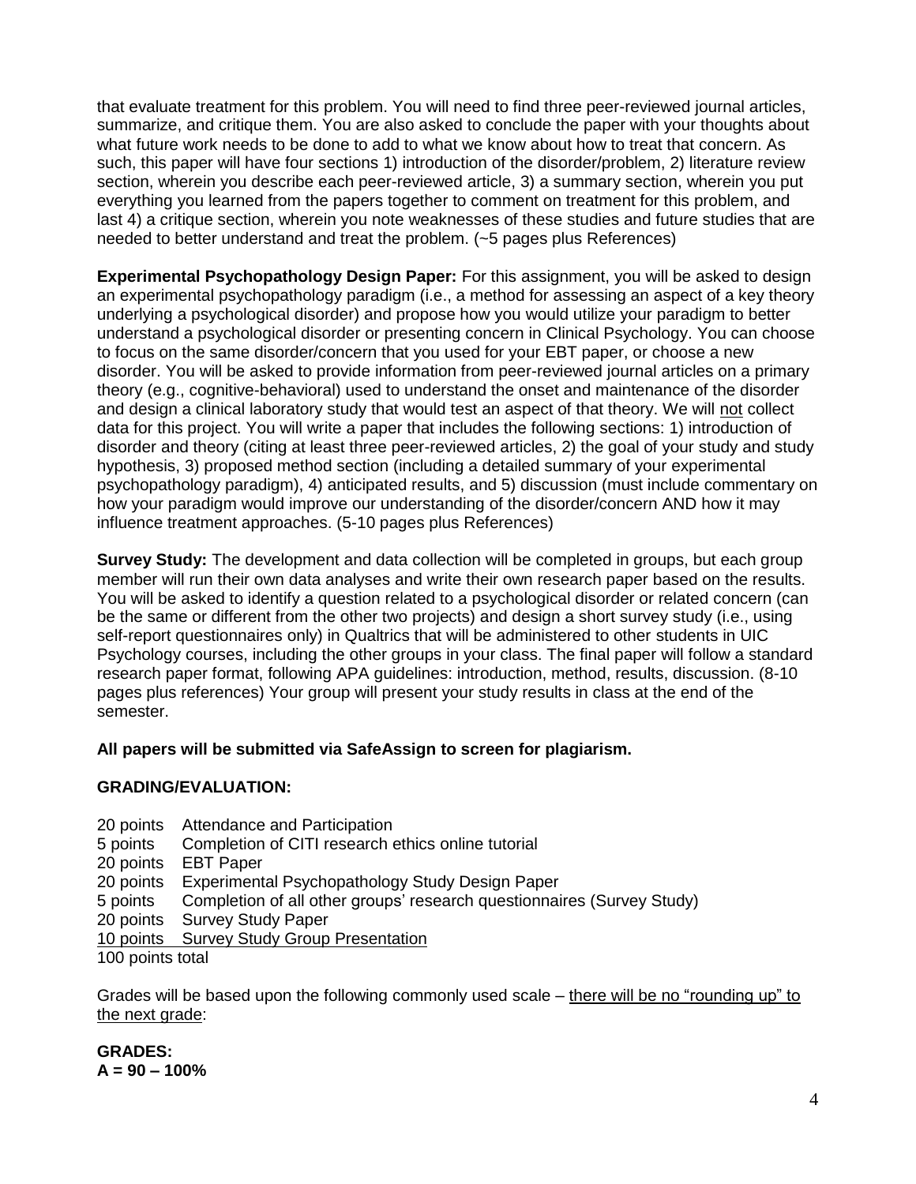that evaluate treatment for this problem. You will need to find three peer-reviewed journal articles, summarize, and critique them. You are also asked to conclude the paper with your thoughts about what future work needs to be done to add to what we know about how to treat that concern. As such, this paper will have four sections 1) introduction of the disorder/problem, 2) literature review section, wherein you describe each peer-reviewed article, 3) a summary section, wherein you put everything you learned from the papers together to comment on treatment for this problem, and last 4) a critique section, wherein you note weaknesses of these studies and future studies that are needed to better understand and treat the problem. (~5 pages plus References)

**Experimental Psychopathology Design Paper:** For this assignment, you will be asked to design an experimental psychopathology paradigm (i.e., a method for assessing an aspect of a key theory underlying a psychological disorder) and propose how you would utilize your paradigm to better understand a psychological disorder or presenting concern in Clinical Psychology. You can choose to focus on the same disorder/concern that you used for your EBT paper, or choose a new disorder. You will be asked to provide information from peer-reviewed journal articles on a primary theory (e.g., cognitive-behavioral) used to understand the onset and maintenance of the disorder and design a clinical laboratory study that would test an aspect of that theory. We will <u>not</u> collect data for this project. You will write a paper that includes the following sections: 1) introduction of disorder and theory (citing at least three peer-reviewed articles, 2) the goal of your study and study hypothesis, 3) proposed method section (including a detailed summary of your experimental psychopathology paradigm), 4) anticipated results, and 5) discussion (must include commentary on how your paradigm would improve our understanding of the disorder/concern AND how it may influence treatment approaches. (5-10 pages plus References)

**Survey Study:** The development and data collection will be completed in groups, but each group member will run their own data analyses and write their own research paper based on the results. You will be asked to identify a question related to a psychological disorder or related concern (can be the same or different from the other two projects) and design a short survey study (i.e., using self-report questionnaires only) in Qualtrics that will be administered to other students in UIC Psychology courses, including the other groups in your class. The final paper will follow a standard research paper format, following APA guidelines: introduction, method, results, discussion. (8-10 pages plus references) Your group will present your study results in class at the end of the semester.

**All papers will be submitted via SafeAssign to screen for plagiarism.**

**GRADING/EVALUATION:**

20 points Attendance and Participation
5 points Completion of CITI research ethics online tutorial
20 points EBT Paper
20 points Experimental Psychopathology Study Design Paper
5 points Completion of all other groups' research questionnaires (Survey Study)
20 points Survey Study Paper
<u>10 points Survey Study Group Presentation</u>
100 points total

Grades will be based upon the following commonly used scale – <u>there will be no "rounding up" to the next grade</u>:

**GRADES:**
**A = 90 – 100%**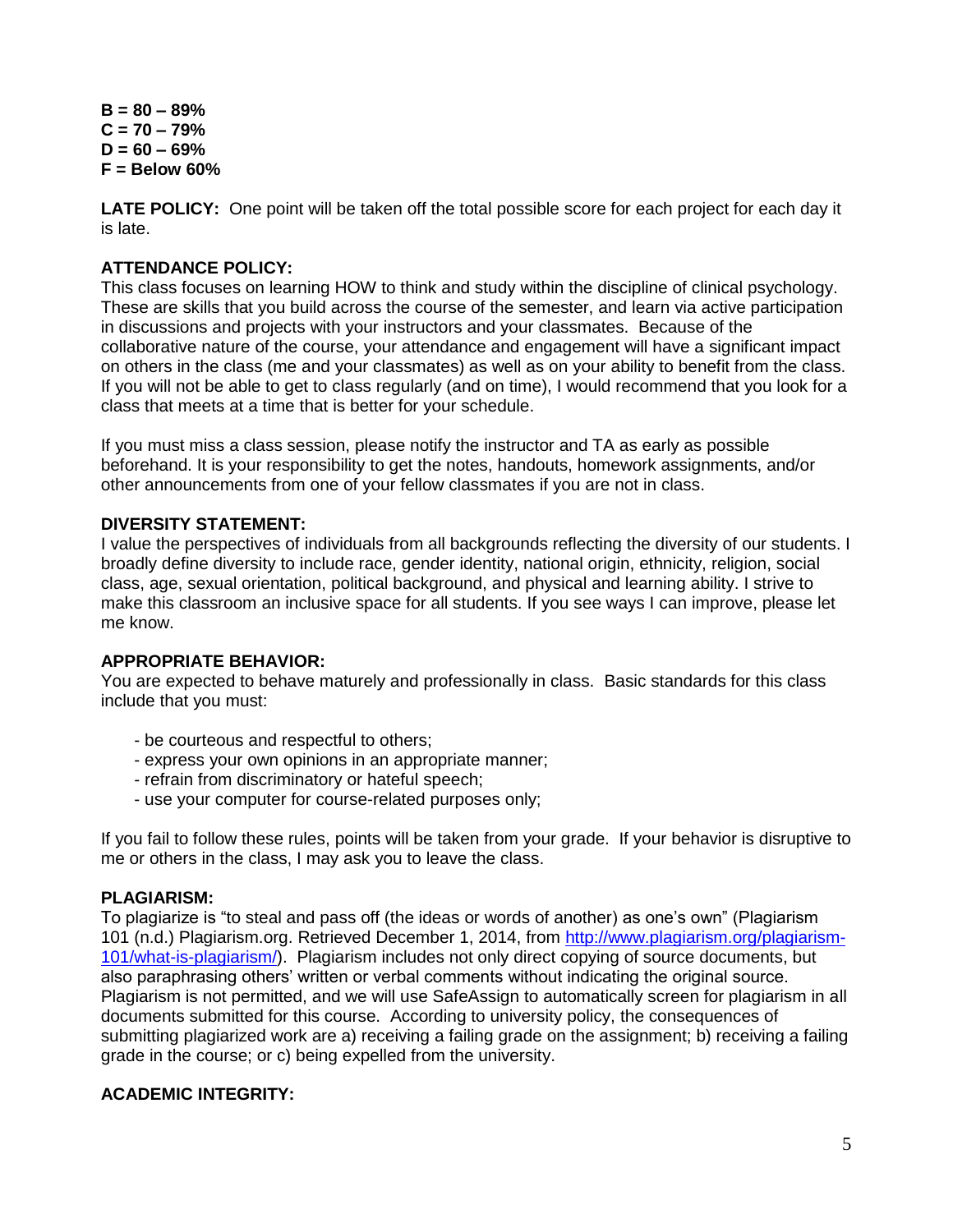**B = 80 – 89%**
**C = 70 – 79%**
**D = 60 – 69%**
**F = Below 60%**

**LATE POLICY:** One point will be taken off the total possible score for each project for each day it is late.

**ATTENDANCE POLICY:**
This class focuses on learning HOW to think and study within the discipline of clinical psychology. These are skills that you build across the course of the semester, and learn via active participation in discussions and projects with your instructors and your classmates. Because of the collaborative nature of the course, your attendance and engagement will have a significant impact on others in the class (me and your classmates) as well as on your ability to benefit from the class. If you will not be able to get to class regularly (and on time), I would recommend that you look for a class that meets at a time that is better for your schedule.

If you must miss a class session, please notify the instructor and TA as early as possible beforehand. It is your responsibility to get the notes, handouts, homework assignments, and/or other announcements from one of your fellow classmates if you are not in class.

**DIVERSITY STATEMENT:**
I value the perspectives of individuals from all backgrounds reflecting the diversity of our students. I broadly define diversity to include race, gender identity, national origin, ethnicity, religion, social class, age, sexual orientation, political background, and physical and learning ability. I strive to make this classroom an inclusive space for all students. If you see ways I can improve, please let me know.

**APPROPRIATE BEHAVIOR:**
You are expected to behave maturely and professionally in class. Basic standards for this class include that you must:

- be courteous and respectful to others;
- express your own opinions in an appropriate manner;
- refrain from discriminatory or hateful speech;
- use your computer for course-related purposes only;

If you fail to follow these rules, points will be taken from your grade. If your behavior is disruptive to me or others in the class, I may ask you to leave the class.

**PLAGIARISM:**
To plagiarize is "to steal and pass off (the ideas or words of another) as one's own" (Plagiarism 101 (n.d.) Plagiarism.org. Retrieved December 1, 2014, from [http://www.plagiarism.org/plagiarism-101/what-is-plagiarism/](http://www.plagiarism.org/plagiarism-101/what-is-plagiarism/)). Plagiarism includes not only direct copying of source documents, but also paraphrasing others' written or verbal comments without indicating the original source. Plagiarism is not permitted, and we will use SafeAssign to automatically screen for plagiarism in all documents submitted for this course. According to university policy, the consequences of submitting plagiarized work are a) receiving a failing grade on the assignment; b) receiving a failing grade in the course; or c) being expelled from the university.

**ACADEMIC INTEGRITY:**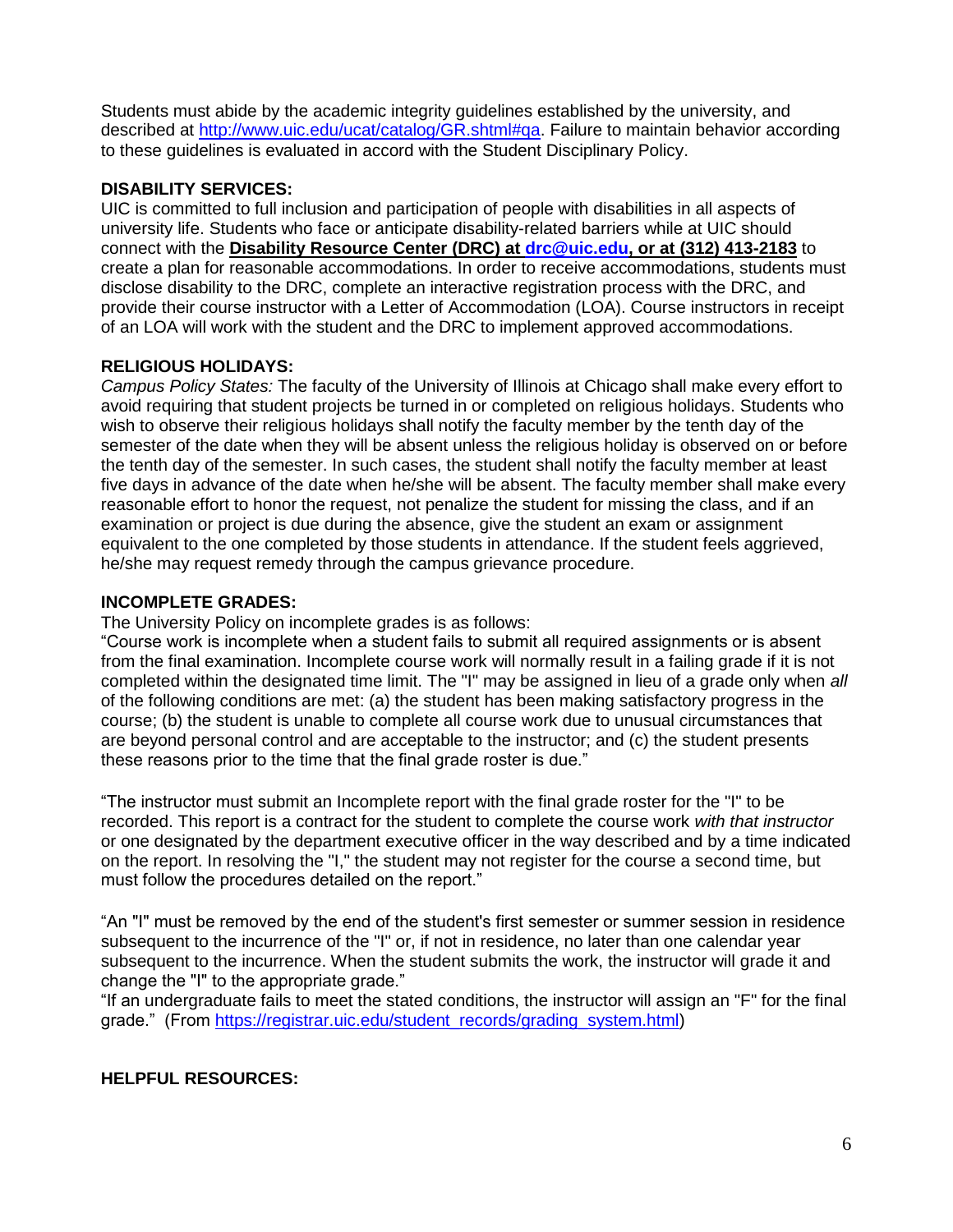Students must abide by the academic integrity guidelines established by the university, and described at [http://www.uic.edu/ucat/catalog/GR.shtml#qa](http://www.uic.edu/ucat/catalog/GR.shtml#qa). Failure to maintain behavior according to these guidelines is evaluated in accord with the Student Disciplinary Policy.

**DISABILITY SERVICES:**
UIC is committed to full inclusion and participation of people with disabilities in all aspects of university life. Students who face or anticipate disability-related barriers while at UIC should connect with the **Disability Resource Center (DRC) at [drc@uic.edu](mailto:drc@uic.edu), or at (312) 413-2183** to create a plan for reasonable accommodations. In order to receive accommodations, students must disclose disability to the DRC, complete an interactive registration process with the DRC, and provide their course instructor with a Letter of Accommodation (LOA). Course instructors in receipt of an LOA will work with the student and the DRC to implement approved accommodations.

**RELIGIOUS HOLIDAYS:**
*Campus Policy States:* The faculty of the University of Illinois at Chicago shall make every effort to avoid requiring that student projects be turned in or completed on religious holidays. Students who wish to observe their religious holidays shall notify the faculty member by the tenth day of the semester of the date when they will be absent unless the religious holiday is observed on or before the tenth day of the semester. In such cases, the student shall notify the faculty member at least five days in advance of the date when he/she will be absent. The faculty member shall make every reasonable effort to honor the request, not penalize the student for missing the class, and if an examination or project is due during the absence, give the student an exam or assignment equivalent to the one completed by those students in attendance. If the student feels aggrieved, he/she may request remedy through the campus grievance procedure.

**INCOMPLETE GRADES:**
The University Policy on incomplete grades is as follows:
"Course work is incomplete when a student fails to submit all required assignments or is absent from the final examination. Incomplete course work will normally result in a failing grade if it is not completed within the designated time limit. The "I" may be assigned in lieu of a grade only when *all* of the following conditions are met: (a) the student has been making satisfactory progress in the course; (b) the student is unable to complete all course work due to unusual circumstances that are beyond personal control and are acceptable to the instructor; and (c) the student presents these reasons prior to the time that the final grade roster is due."

"The instructor must submit an Incomplete report with the final grade roster for the "I" to be recorded. This report is a contract for the student to complete the course work *with that instructor* or one designated by the department executive officer in the way described and by a time indicated on the report. In resolving the "I," the student may not register for the course a second time, but must follow the procedures detailed on the report."

"An "I" must be removed by the end of the student's first semester or summer session in residence subsequent to the incurrence of the "I" or, if not in residence, no later than one calendar year subsequent to the incurrence. When the student submits the work, the instructor will grade it and change the "I" to the appropriate grade."
"If an undergraduate fails to meet the stated conditions, the instructor will assign an "F" for the final grade." (From [https://registrar.uic.edu/student_records/grading_system.html](https://registrar.uic.edu/student_records/grading_system.html))

**HELPFUL RESOURCES:**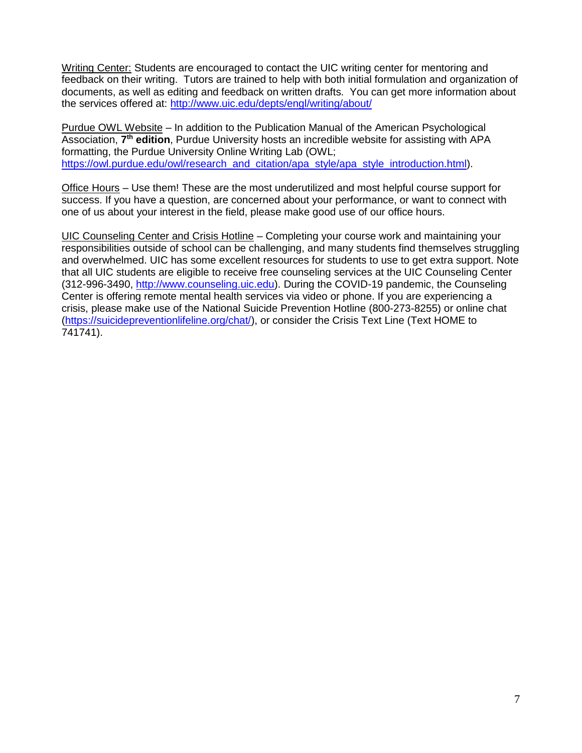Writing Center: Students are encouraged to contact the UIC writing center for mentoring and feedback on their writing. Tutors are trained to help with both initial formulation and organization of documents, as well as editing and feedback on written drafts. You can get more information about the services offered at: http://www.uic.edu/depts/engl/writing/about/

Purdue OWL Website – In addition to the Publication Manual of the American Psychological Association, **7th edition**, Purdue University hosts an incredible website for assisting with APA formatting, the Purdue University Online Writing Lab (OWL; https://owl.purdue.edu/owl/research_and_citation/apa_style/apa_style_introduction.html).

Office Hours – Use them! These are the most underutilized and most helpful course support for success. If you have a question, are concerned about your performance, or want to connect with one of us about your interest in the field, please make good use of our office hours.

UIC Counseling Center and Crisis Hotline – Completing your course work and maintaining your responsibilities outside of school can be challenging, and many students find themselves struggling and overwhelmed. UIC has some excellent resources for students to use to get extra support. Note that all UIC students are eligible to receive free counseling services at the UIC Counseling Center (312-996-3490, http://www.counseling.uic.edu). During the COVID-19 pandemic, the Counseling Center is offering remote mental health services via video or phone. If you are experiencing a crisis, please make use of the National Suicide Prevention Hotline (800-273-8255) or online chat (https://suicidepreventionlifeline.org/chat/), or consider the Crisis Text Line (Text HOME to 741741).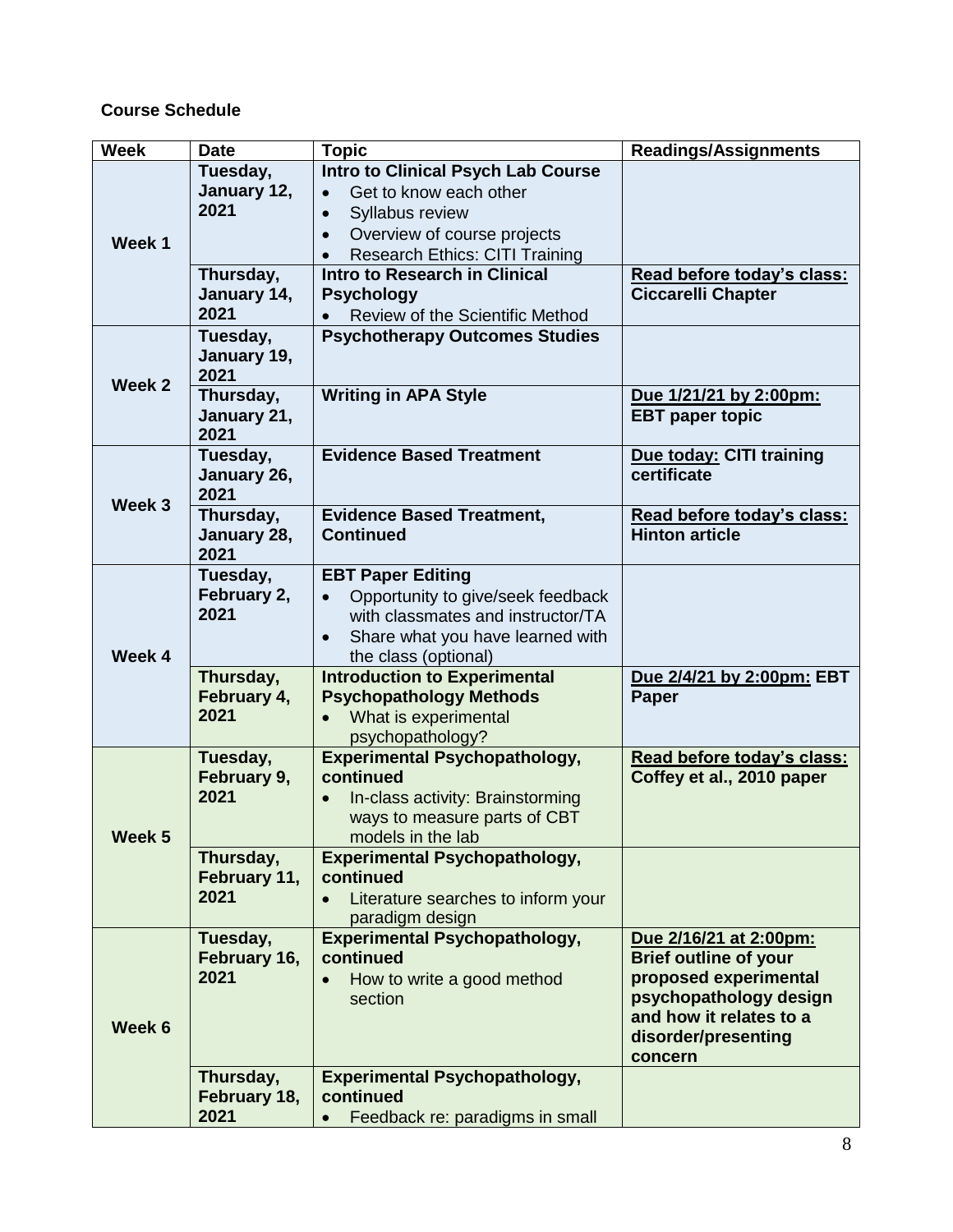**Course Schedule**

| Week | Date | Topic | Readings/Assignments |
|---|---|---|---|
| Week 1 | Tuesday, January 12, 2021 | **Intro to Clinical Psych Lab Course**<br>• Get to know each other<br>• Syllabus review<br>• Overview of course projects<br>• Research Ethics: CITI Training | |
| | Thursday, January 14, 2021 | **Intro to Research in Clinical Psychology**<br>• Review of the Scientific Method | **Read before today's class: Ciccarelli Chapter** |
| Week 2 | Tuesday, January 19, 2021 | **Psychotherapy Outcomes Studies** | |
| | Thursday, January 21, 2021 | **Writing in APA Style** | **Due 1/21/21 by 2:00pm: EBT paper topic** |
| Week 3 | Tuesday, January 26, 2021 | **Evidence Based Treatment** | **Due today: CITI training certificate** |
| | Thursday, January 28, 2021 | **Evidence Based Treatment, Continued** | **Read before today's class: Hinton article** |
| Week 4 | Tuesday, February 2, 2021 | **EBT Paper Editing**<br>• Opportunity to give/seek feedback with classmates and instructor/TA<br>• Share what you have learned with the class (optional) | |
| | Thursday, February 4, 2021 | **Introduction to Experimental Psychopathology Methods**<br>• What is experimental psychopathology? | **Due 2/4/21 by 2:00pm: EBT Paper** |
| Week 5 | Tuesday, February 9, 2021 | **Experimental Psychopathology, continued**<br>• In-class activity: Brainstorming ways to measure parts of CBT models in the lab | **Read before today's class: Coffey et al., 2010 paper** |
| | Thursday, February 11, 2021 | **Experimental Psychopathology, continued**<br>• Literature searches to inform your paradigm design | |
| Week 6 | Tuesday, February 16, 2021 | **Experimental Psychopathology, continued**<br>• How to write a good method section | **Due 2/16/21 at 2:00pm: Brief outline of your proposed experimental psychopathology design and how it relates to a disorder/presenting concern** |
| | Thursday, February 18, 2021 | **Experimental Psychopathology, continued**<br>• Feedback re: paradigms in small | |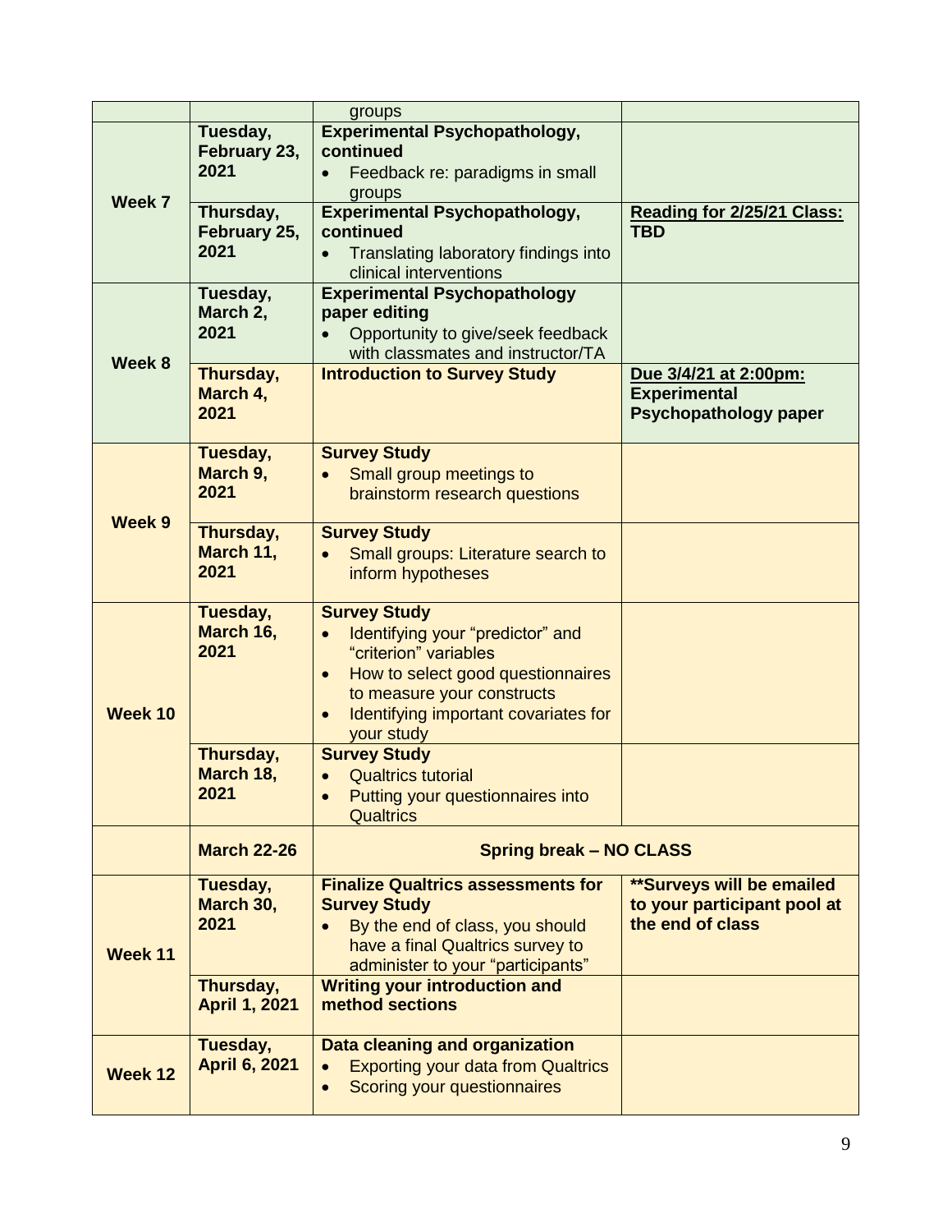| | | | |
|---|---|---|---|
| | | groups | |
| **Week 7** | **Tuesday, February 23, 2021** | **Experimental Psychopathology, continued**<br>• Feedback re: paradigms in small groups | |
| | **Thursday, February 25, 2021** | **Experimental Psychopathology, continued**<br>• Translating laboratory findings into clinical interventions | **Reading for 2/25/21 Class: TBD** |
| **Week 8** | **Tuesday, March 2, 2021** | **Experimental Psychopathology paper editing**<br>• Opportunity to give/seek feedback with classmates and instructor/TA | |
| | **Thursday, March 4, 2021** | **Introduction to Survey Study** | **Due 3/4/21 at 2:00pm: Experimental Psychopathology paper** |
| **Week 9** | **Tuesday, March 9, 2021** | **Survey Study**<br>• Small group meetings to brainstorm research questions | |
| | **Thursday, March 11, 2021** | **Survey Study**<br>• Small groups: Literature search to inform hypotheses | |
| **Week 10** | **Tuesday, March 16, 2021** | **Survey Study**<br>• Identifying your "predictor" and "criterion" variables<br>• How to select good questionnaires to measure your constructs<br>• Identifying important covariates for your study | |
| | **Thursday, March 18, 2021** | **Survey Study**<br>• Qualtrics tutorial<br>• Putting your questionnaires into Qualtrics | |
| | **March 22-26** | **Spring break – NO CLASS** | |
| **Week 11** | **Tuesday, March 30, 2021** | **Finalize Qualtrics assessments for Survey Study**<br>• By the end of class, you should have a final Qualtrics survey to administer to your "participants" | **\*\*Surveys will be emailed to your participant pool at the end of class** |
| | **Thursday, April 1, 2021** | **Writing your introduction and method sections** | |
| **Week 12** | **Tuesday, April 6, 2021** | **Data cleaning and organization**<br>• Exporting your data from Qualtrics<br>• Scoring your questionnaires | |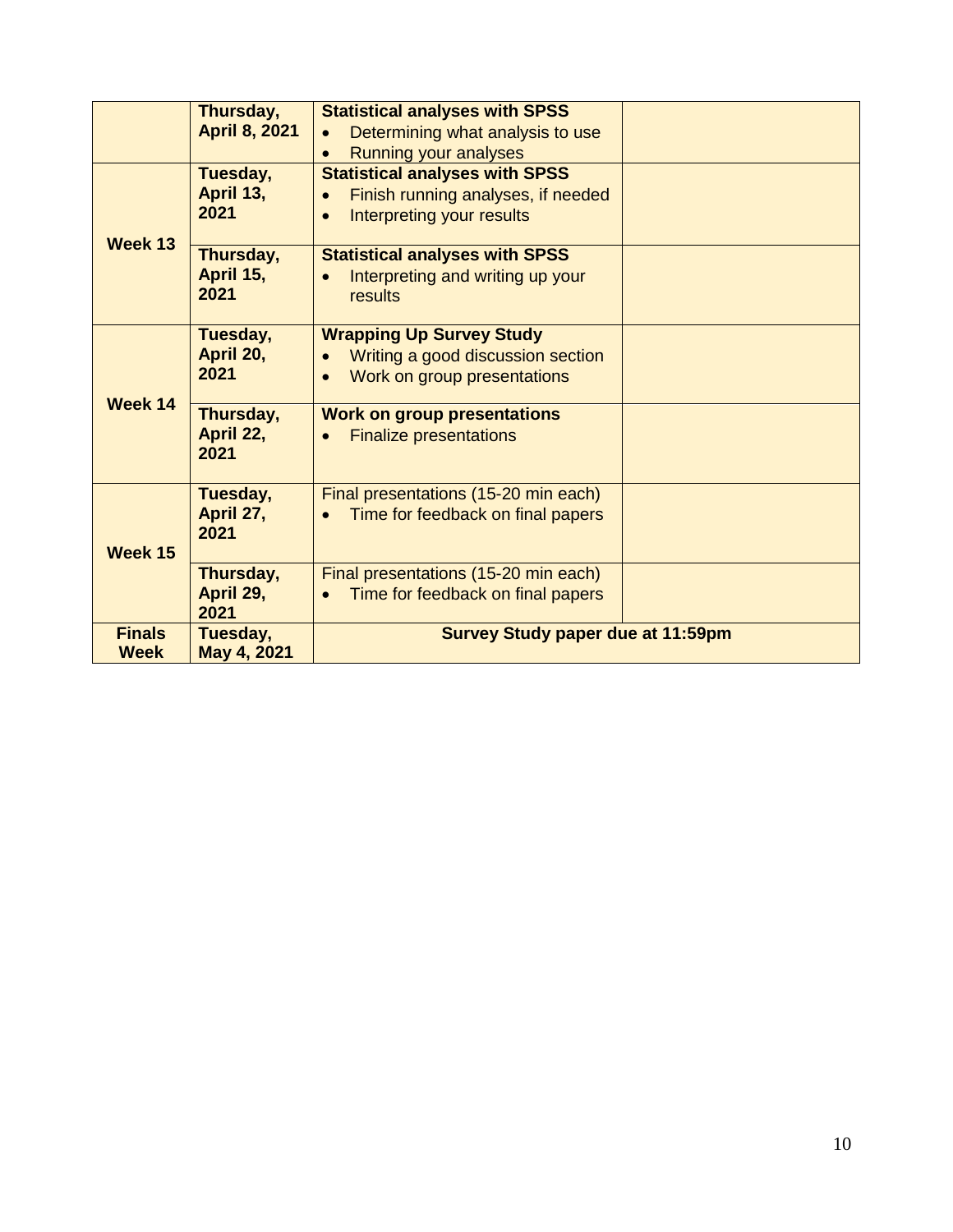| | | | |
|---|---|---|---|
| | **Thursday, April 8, 2021** | **Statistical analyses with SPSS**<br>• Determining what analysis to use<br>• Running your analyses | |
| **Week 13** | **Tuesday, April 13, 2021** | **Statistical analyses with SPSS**<br>• Finish running analyses, if needed<br>• Interpreting your results | |
| | **Thursday, April 15, 2021** | **Statistical analyses with SPSS**<br>• Interpreting and writing up your results | |
| **Week 14** | **Tuesday, April 20, 2021** | **Wrapping Up Survey Study**<br>• Writing a good discussion section<br>• Work on group presentations | |
| | **Thursday, April 22, 2021** | **Work on group presentations**<br>• Finalize presentations | |
| **Week 15** | **Tuesday, April 27, 2021** | Final presentations (15-20 min each)<br>• Time for feedback on final papers | |
| | **Thursday, April 29, 2021** | Final presentations (15-20 min each)<br>• Time for feedback on final papers | |
| **Finals Week** | **Tuesday, May 4, 2021** | **Survey Study paper due at 11:59pm** | |